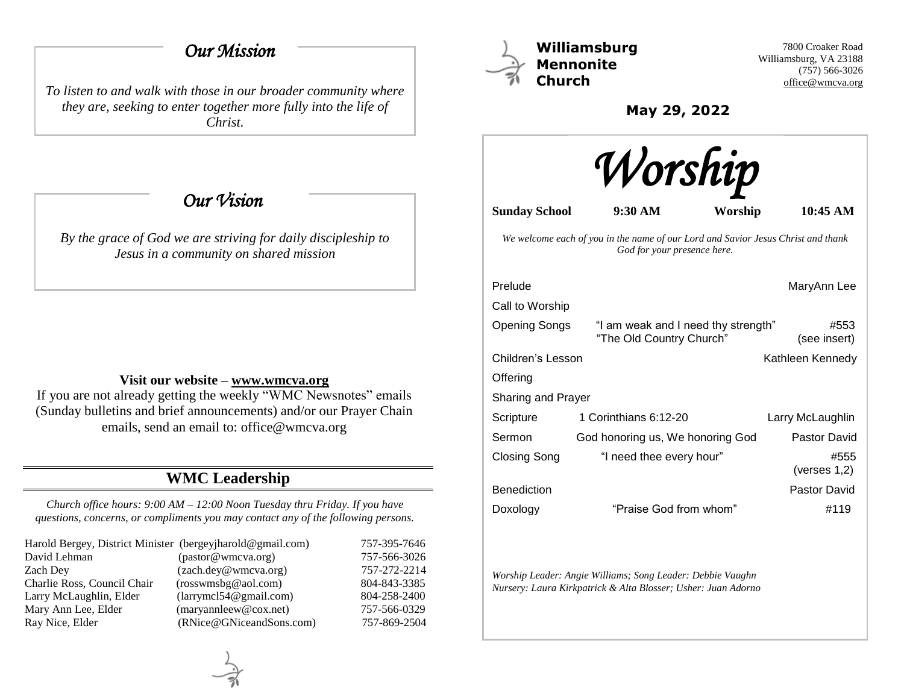## *Our Mission*

*To listen to and walk with those in our broader community where they are, seeking to enter together more fully into the life of Christ.*

## *Our Vision*

*By the grace of God we are striving for daily discipleship to Jesus in a community on shared mission*

**Visit our website – www.wmcva.org**

If you are not already getting the weekly "WMC Newsnotes" emails (Sunday bulletins and brief announcements) and/or our Prayer Chain emails, send an email to: office@wmcva.org

## WMC Leadership

*Church office hours: 9:00 AM – 12:00 Noon Tuesday thru Friday. If you have questions, concerns, or compliments you may contact any of the following persons.*

| | | |
|---|---|---|
| Harold Bergey, District Minister | (bergeyjharold@gmail.com) | 757-395-7646 |
| David Lehman | (pastor@wmcva.org) | 757-566-3026 |
| Zach Dey | (zach.dey@wmcva.org) | 757-272-2214 |
| Charlie Ross, Council Chair | (rosswmsbg@aol.com) | 804-843-3385 |
| Larry McLaughlin, Elder | (larrymcl54@gmail.com) | 804-258-2400 |
| Mary Ann Lee, Elder | (maryannleew@cox.net) | 757-566-0329 |
| Ray Nice, Elder | (RNice@GNiceandSons.com) | 757-869-2504 |

# Williamsburg Mennonite Church

7800 Croaker Road
Williamsburg, VA 23188
(757) 566-3026
office@wmcva.org

**May 29, 2022**

# *Worship*

**Sunday School** **9:30 AM** **Worship** **10:45 AM**

*We welcome each of you in the name of our Lord and Savior Jesus Christ and thank God for your presence here.*

| | | |
|---|---|---|
| Prelude | | MaryAnn Lee |
| Call to Worship | | |
| Opening Songs | "I am weak and I need thy strength"<br>"The Old Country Church" | #553<br>(see insert) |
| Children's Lesson | | Kathleen Kennedy |
| Offering | | |
| Sharing and Prayer | | |
| Scripture | 1 Corinthians 6:12-20 | Larry McLaughlin |
| Sermon | God honoring us, We honoring God | Pastor David |
| Closing Song | "I need thee every hour" | #555<br>(verses 1,2) |
| Benediction | | Pastor David |
| Doxology | "Praise God from whom" | #119 |

*Worship Leader: Angie Williams; Song Leader: Debbie Vaughn*
*Nursery: Laura Kirkpatrick & Alta Blosser; Usher: Juan Adorno*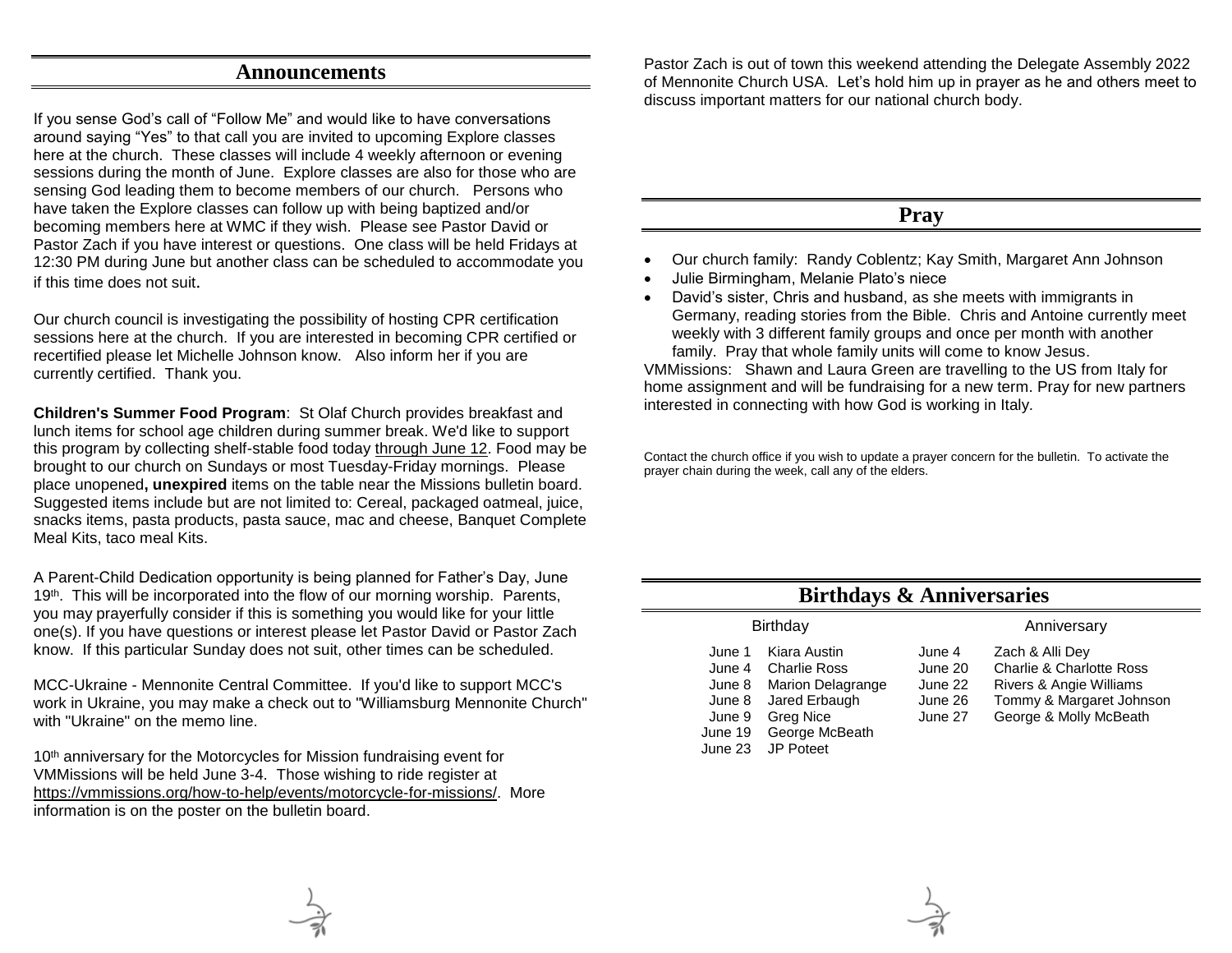## Announcements

If you sense God's call of "Follow Me" and would like to have conversations around saying "Yes" to that call you are invited to upcoming Explore classes here at the church. These classes will include 4 weekly afternoon or evening sessions during the month of June. Explore classes are also for those who are sensing God leading them to become members of our church. Persons who have taken the Explore classes can follow up with being baptized and/or becoming members here at WMC if they wish. Please see Pastor David or Pastor Zach if you have interest or questions. One class will be held Fridays at 12:30 PM during June but another class can be scheduled to accommodate you if this time does not suit.

Our church council is investigating the possibility of hosting CPR certification sessions here at the church. If you are interested in becoming CPR certified or recertified please let Michelle Johnson know. Also inform her if you are currently certified. Thank you.

**Children's Summer Food Program**: St Olaf Church provides breakfast and lunch items for school age children during summer break. We'd like to support this program by collecting shelf-stable food today through June 12. Food may be brought to our church on Sundays or most Tuesday-Friday mornings. Please place unopened**, unexpired** items on the table near the Missions bulletin board. Suggested items include but are not limited to: Cereal, packaged oatmeal, juice, snacks items, pasta products, pasta sauce, mac and cheese, Banquet Complete Meal Kits, taco meal Kits.

A Parent-Child Dedication opportunity is being planned for Father's Day, June 19th. This will be incorporated into the flow of our morning worship. Parents, you may prayerfully consider if this is something you would like for your little one(s). If you have questions or interest please let Pastor David or Pastor Zach know. If this particular Sunday does not suit, other times can be scheduled.

MCC-Ukraine - Mennonite Central Committee. If you'd like to support MCC's work in Ukraine, you may make a check out to "Williamsburg Mennonite Church" with "Ukraine" on the memo line.

10th anniversary for the Motorcycles for Mission fundraising event for VMMissions will be held June 3-4. Those wishing to ride register at https://vmmissions.org/how-to-help/events/motorcycle-for-missions/. More information is on the poster on the bulletin board.

Pastor Zach is out of town this weekend attending the Delegate Assembly 2022 of Mennonite Church USA. Let's hold him up in prayer as he and others meet to discuss important matters for our national church body.

## Pray

- Our church family: Randy Coblentz; Kay Smith, Margaret Ann Johnson
- Julie Birmingham, Melanie Plato's niece
- David's sister, Chris and husband, as she meets with immigrants in Germany, reading stories from the Bible. Chris and Antoine currently meet weekly with 3 different family groups and once per month with another family. Pray that whole family units will come to know Jesus.

VMMissions: Shawn and Laura Green are travelling to the US from Italy for home assignment and will be fundraising for a new term. Pray for new partners interested in connecting with how God is working in Italy.

Contact the church office if you wish to update a prayer concern for the bulletin. To activate the prayer chain during the week, call any of the elders.

## Birthdays & Anniversaries

| Birthday | | Anniversary | |
|---|---|---|---|
| June 1 | Kiara Austin | June 4 | Zach & Alli Dey |
| June 4 | Charlie Ross | June 20 | Charlie & Charlotte Ross |
| June 8 | Marion Delagrange | June 22 | Rivers & Angie Williams |
| June 8 | Jared Erbaugh | June 26 | Tommy & Margaret Johnson |
| June 9 | Greg Nice | June 27 | George & Molly McBeath |
| June 19 | George McBeath | | |
| June 23 | JP Poteet | | |